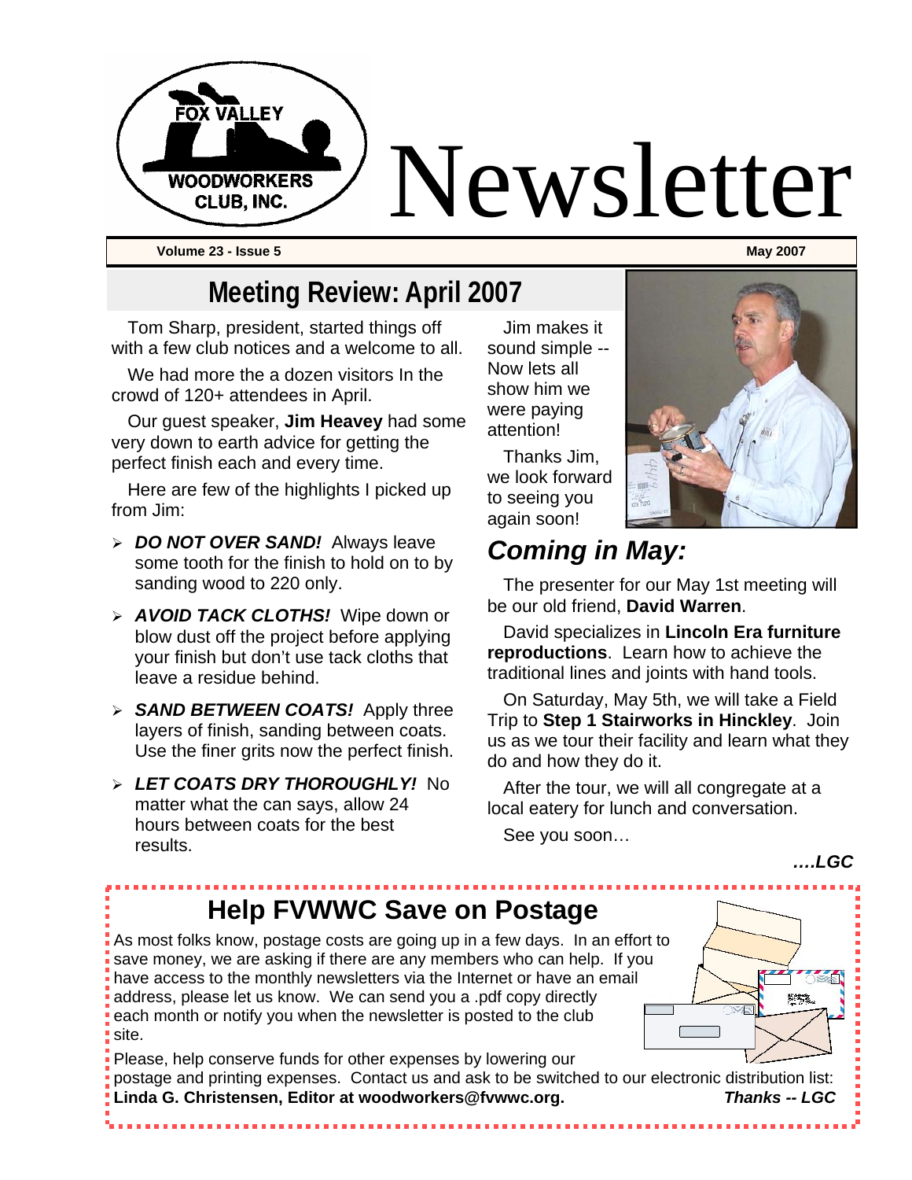# Fox Valley Woodworkers Club, Inc. Newsletter

**Volume 23 - Issue 5** **May 2007**

## Meeting Review: April 2007

Tom Sharp, president, started things off with a few club notices and a welcome to all.

We had more the a dozen visitors In the crowd of 120+ attendees in April.

Our guest speaker, **Jim Heavey** had some very down to earth advice for getting the perfect finish each and every time.

Here are few of the highlights I picked up from Jim:

- ***DO NOT OVER SAND!*** Always leave some tooth for the finish to hold on to by sanding wood to 220 only.
- ***AVOID TACK CLOTHS!*** Wipe down or blow dust off the project before applying your finish but don't use tack cloths that leave a residue behind.
- ***SAND BETWEEN COATS!*** Apply three layers of finish, sanding between coats. Use the finer grits now the perfect finish.
- ***LET COATS DRY THOROUGHLY!*** No matter what the can says, allow 24 hours between coats for the best results.

Jim makes it sound simple -- Now lets all show him we were paying attention!

Thanks Jim, we look forward to seeing you again soon!

## *Coming in May:*

The presenter for our May 1st meeting will be our old friend, **David Warren**.

David specializes in **Lincoln Era furniture reproductions**. Learn how to achieve the traditional lines and joints with hand tools.

On Saturday, May 5th, we will take a Field Trip to **Step 1 Stairworks in Hinckley**. Join us as we tour their facility and learn what they do and how they do it.

After the tour, we will all congregate at a local eatery for lunch and conversation.

See you soon…

***….LGC***

## Help FVWWC Save on Postage

As most folks know, postage costs are going up in a few days. In an effort to save money, we are asking if there are any members who can help. If you have access to the monthly newsletters via the Internet or have an email address, please let us know. We can send you a .pdf copy directly each month or notify you when the newsletter is posted to the club site.

Please, help conserve funds for other expenses by lowering our postage and printing expenses. Contact us and ask to be switched to our electronic distribution list: **Linda G. Christensen, Editor at woodworkers@fvwwc.org.** ***Thanks -- LGC***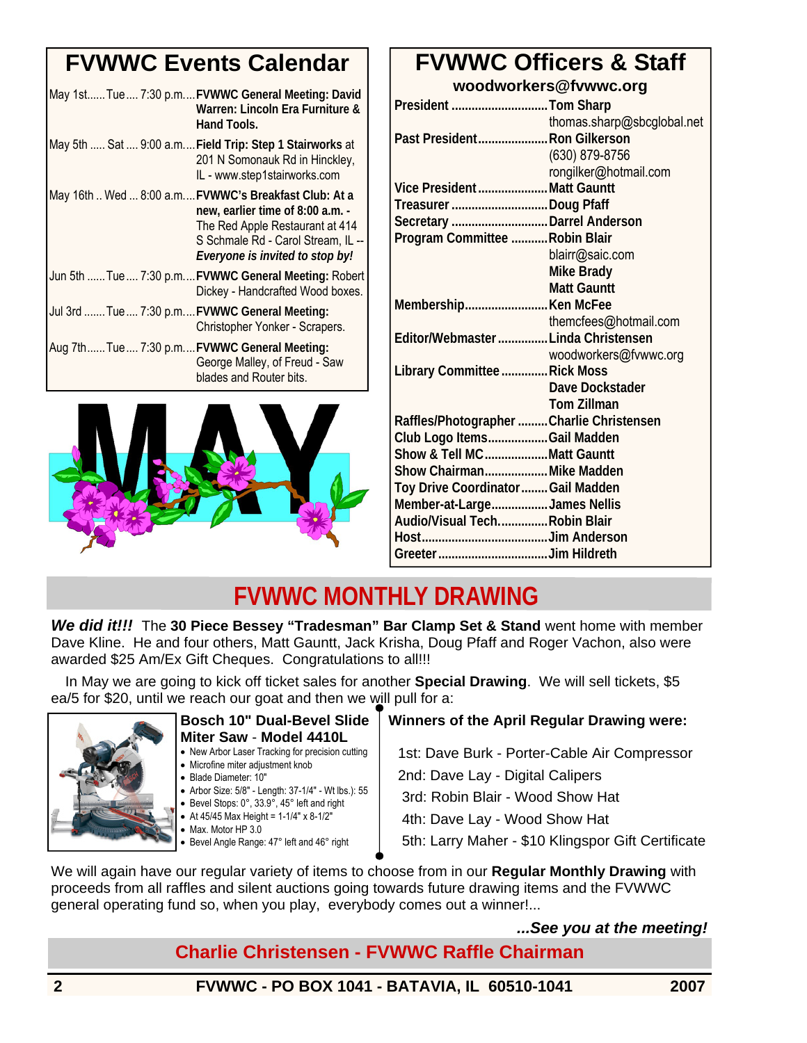## FVWWC Events Calendar

| | | | |
|---|---|---|---|
| May 1st | Tue | 7:30 p.m. | **FVWWC General Meeting: David Warren: Lincoln Era Furniture & Hand Tools.** |
| May 5th | Sat | 9:00 a.m. | **Field Trip: Step 1 Stairworks** at 201 N Somonauk Rd in Hinckley, IL - www.step1stairworks.com |
| May 16th | Wed | 8:00 a.m. | **FVWWC's Breakfast Club: At a new, earlier time of 8:00 a.m. -** The Red Apple Restaurant at 414 S Schmale Rd - Carol Stream, IL -- ***Everyone is invited to stop by!*** |
| Jun 5th | Tue | 7:30 p.m. | **FVWWC General Meeting:** Robert Dickey - Handcrafted Wood boxes. |
| Jul 3rd | Tue | 7:30 p.m. | **FVWWC General Meeting:** Christopher Yonker - Scrapers. |
| Aug 7th | Tue | 7:30 p.m. | **FVWWC General Meeting:** George Malley, of Freud - Saw blades and Router bits. |

## FVWWC Officers & Staff

**woodworkers@fvwwc.org**

| | |
|---|---|
| **President** | **Tom Sharp** thomas.sharp@sbcglobal.net |
| **Past President** | **Ron Gilkerson** (630) 879-8756 rongilker@hotmail.com |
| **Vice President** | **Matt Gauntt** |
| **Treasurer** | **Doug Pfaff** |
| **Secretary** | **Darrel Anderson** |
| **Program Committee** | **Robin Blair** blairr@saic.com **Mike Brady** **Matt Gauntt** |
| **Membership** | **Ken McFee** themcfees@hotmail.com |
| **Editor/Webmaster** | **Linda Christensen** woodworkers@fvwwc.org |
| **Library Committee** | **Rick Moss** **Dave Dockstader** **Tom Zillman** |
| **Raffles/Photographer** | **Charlie Christensen** |
| **Club Logo Items** | **Gail Madden** |
| **Show & Tell MC** | **Matt Gauntt** |
| **Show Chairman** | **Mike Madden** |
| **Toy Drive Coordinator** | **Gail Madden** |
| **Member-at-Large** | **James Nellis** |
| **Audio/Visual Tech** | **Robin Blair** |
| **Host** | **Jim Anderson** |
| **Greeter** | **Jim Hildreth** |

## FVWWC MONTHLY DRAWING

***We did it!!!*** The **30 Piece Bessey "Tradesman" Bar Clamp Set & Stand** went home with member Dave Kline. He and four others, Matt Gauntt, Jack Krisha, Doug Pfaff and Roger Vachon, also were awarded $25 Am/Ex Gift Cheques. Congratulations to all!!!

In May we are going to kick off ticket sales for another **Special Drawing**. We will sell tickets, $5 ea/5 for $20, until we reach our goat and then we will pull for a:

**Bosch 10" Dual-Bevel Slide Miter Saw - Model 4410L**

- New Arbor Laser Tracking for precision cutting
- Microfine miter adjustment knob
- Blade Diameter: 10"
- Arbor Size: 5/8" - Length: 37-1/4" - Wt lbs.): 55
- Bevel Stops: 0°, 33.9°, 45° left and right
- At 45/45 Max Height = 1-1/4" x 8-1/2"
- Max. Motor HP 3.0
- Bevel Angle Range: 47° left and 46° right

**Winners of the April Regular Drawing were:**

1st: Dave Burk - Porter-Cable Air Compressor
2nd: Dave Lay - Digital Calipers
3rd: Robin Blair - Wood Show Hat
4th: Dave Lay - Wood Show Hat
5th: Larry Maher - $10 Klingspor Gift Certificate

We will again have our regular variety of items to choose from in our **Regular Monthly Drawing** with proceeds from all raffles and silent auctions going towards future drawing items and the FVWWC general operating fund so, when you play, everybody comes out a winner!...

***...See you at the meeting!***

**Charlie Christensen - FVWWC Raffle Chairman**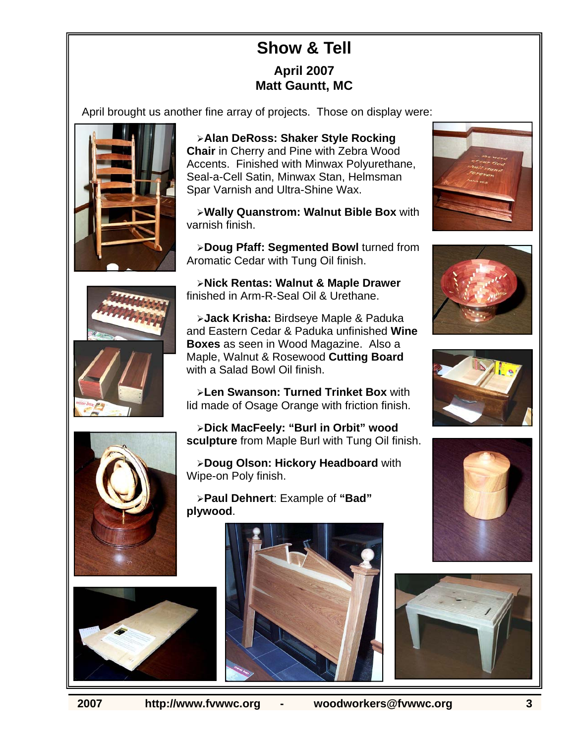# Show & Tell

**April 2007**
**Matt Gauntt, MC**

April brought us another fine array of projects. Those on display were:

- **Alan DeRoss: Shaker Style Rocking Chair** in Cherry and Pine with Zebra Wood Accents. Finished with Minwax Polyurethane, Seal-a-Cell Satin, Minwax Stan, Helmsman Spar Varnish and Ultra-Shine Wax.
- **Wally Quanstrom: Walnut Bible Box** with varnish finish.
- **Doug Pfaff: Segmented Bowl** turned from Aromatic Cedar with Tung Oil finish.
- **Nick Rentas: Walnut & Maple Drawer** finished in Arm-R-Seal Oil & Urethane.
- **Jack Krisha:** Birdseye Maple & Paduka and Eastern Cedar & Paduka unfinished **Wine Boxes** as seen in Wood Magazine. Also a Maple, Walnut & Rosewood **Cutting Board** with a Salad Bowl Oil finish.
- **Len Swanson: Turned Trinket Box** with lid made of Osage Orange with friction finish.
- **Dick MacFeely: "Burl in Orbit" wood sculpture** from Maple Burl with Tung Oil finish.
- **Doug Olson: Hickory Headboard** with Wipe-on Poly finish.
- **Paul Dehnert**: Example of **"Bad" plywood**.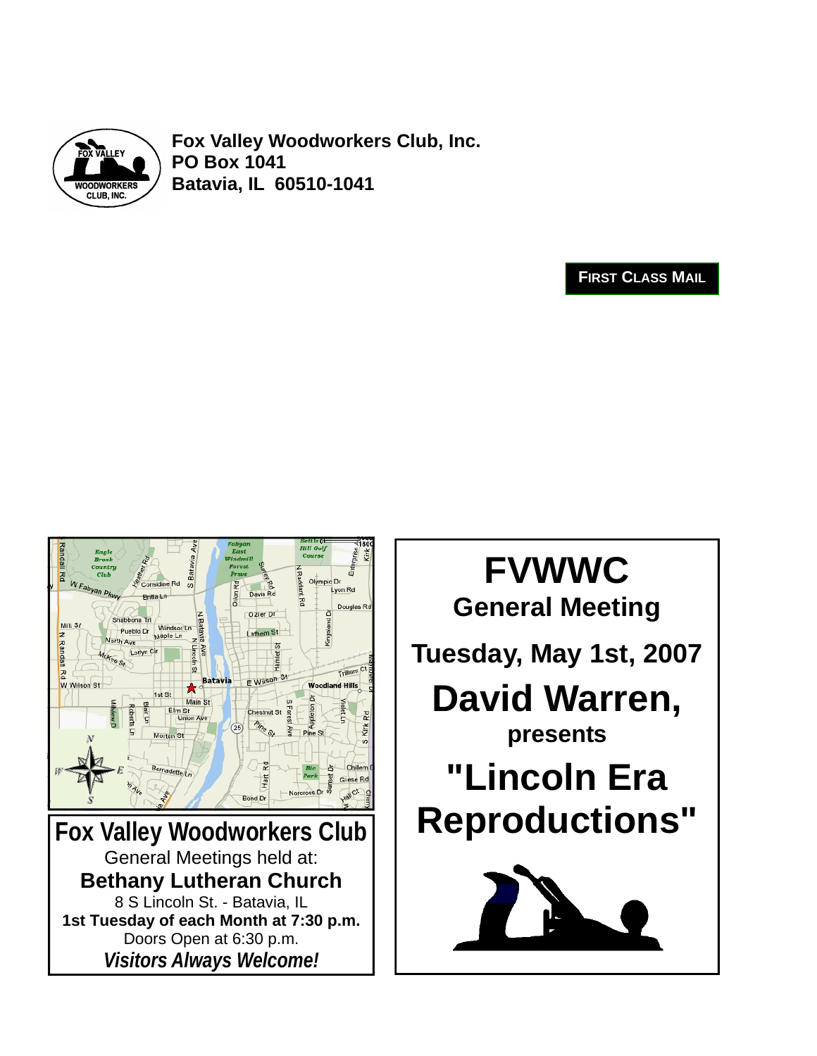**Fox Valley Woodworkers Club, Inc.**
**PO Box 1041**
**Batavia, IL 60510-1041**

**FIRST CLASS MAIL**

## Fox Valley Woodworkers Club

General Meetings held at:

**Bethany Lutheran Church**

8 S Lincoln St. - Batavia, IL

**1st Tuesday of each Month at 7:30 p.m.**

Doors Open at 6:30 p.m.

***Visitors Always Welcome!***

# FVWWC

## General Meeting

## Tuesday, May 1st, 2007

# David Warren,

**presents**

# "Lincoln Era Reproductions"